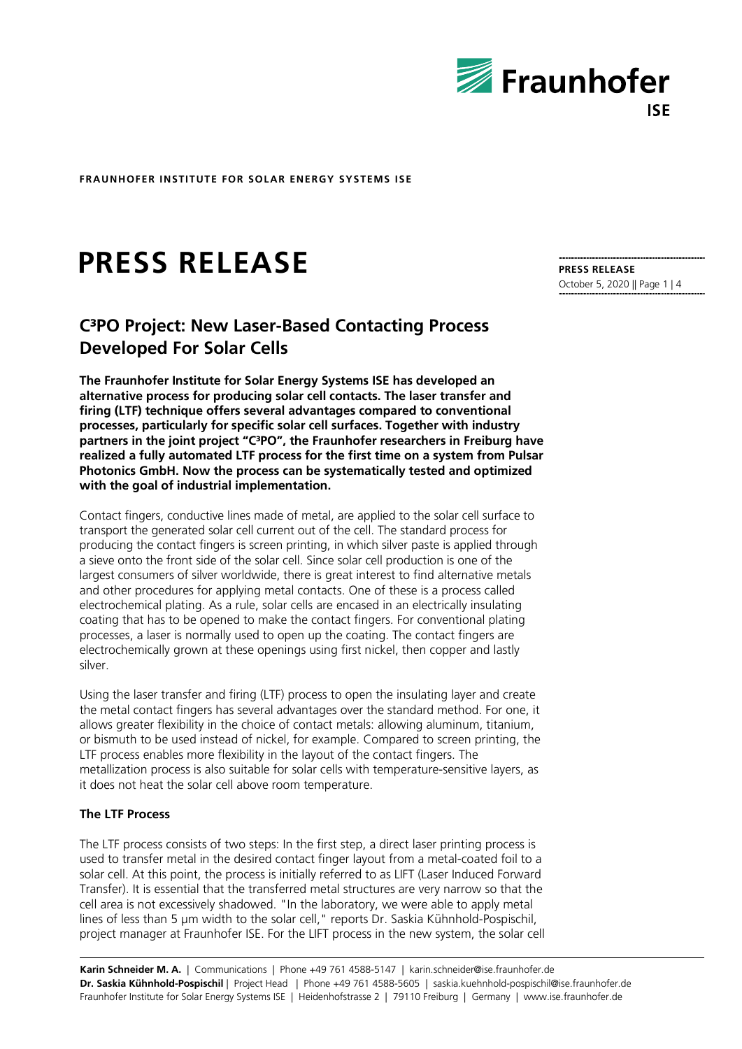FRAUNHOFER INSTITUTE FOR SOLAR ENERGY SYSTEMS ISE

# PRESS RELEASE

**PRESS RELEASE**
October 5, 2020

## C³PO Project: New Laser-Based Contacting Process Developed For Solar Cells

**The Fraunhofer Institute for Solar Energy Systems ISE has developed an alternative process for producing solar cell contacts. The laser transfer and firing (LTF) technique offers several advantages compared to conventional processes, particularly for specific solar cell surfaces. Together with industry partners in the joint project "C³PO", the Fraunhofer researchers in Freiburg have realized a fully automated LTF process for the first time on a system from Pulsar Photonics GmbH. Now the process can be systematically tested and optimized with the goal of industrial implementation.**

Contact fingers, conductive lines made of metal, are applied to the solar cell surface to transport the generated solar cell current out of the cell. The standard process for producing the contact fingers is screen printing, in which silver paste is applied through a sieve onto the front side of the solar cell. Since solar cell production is one of the largest consumers of silver worldwide, there is great interest to find alternative metals and other procedures for applying metal contacts. One of these is a process called electrochemical plating. As a rule, solar cells are encased in an electrically insulating coating that has to be opened to make the contact fingers. For conventional plating processes, a laser is normally used to open up the coating. The contact fingers are electrochemically grown at these openings using first nickel, then copper and lastly silver.

Using the laser transfer and firing (LTF) process to open the insulating layer and create the metal contact fingers has several advantages over the standard method. For one, it allows greater flexibility in the choice of contact metals: allowing aluminum, titanium, or bismuth to be used instead of nickel, for example. Compared to screen printing, the LTF process enables more flexibility in the layout of the contact fingers. The metallization process is also suitable for solar cells with temperature-sensitive layers, as it does not heat the solar cell above room temperature.

### The LTF Process

The LTF process consists of two steps: In the first step, a direct laser printing process is used to transfer metal in the desired contact finger layout from a metal-coated foil to a solar cell. At this point, the process is initially referred to as LIFT (Laser Induced Forward Transfer). It is essential that the transferred metal structures are very narrow so that the cell area is not excessively shadowed. "In the laboratory, we were able to apply metal lines of less than 5 µm width to the solar cell," reports Dr. Saskia Kühnhold-Pospischil, project manager at Fraunhofer ISE. For the LIFT process in the new system, the solar cell

**Karin Schneider M. A.** | Communications | Phone +49 761 4588-5147 | karin.schneider@ise.fraunhofer.de
**Dr. Saskia Kühnhold-Pospischil** | Project Head | Phone +49 761 4588-5605 | saskia.kuehnhold-pospischil@ise.fraunhofer.de
Fraunhofer Institute for Solar Energy Systems ISE | Heidenhofstrasse 2 | 79110 Freiburg | Germany | www.ise.fraunhofer.de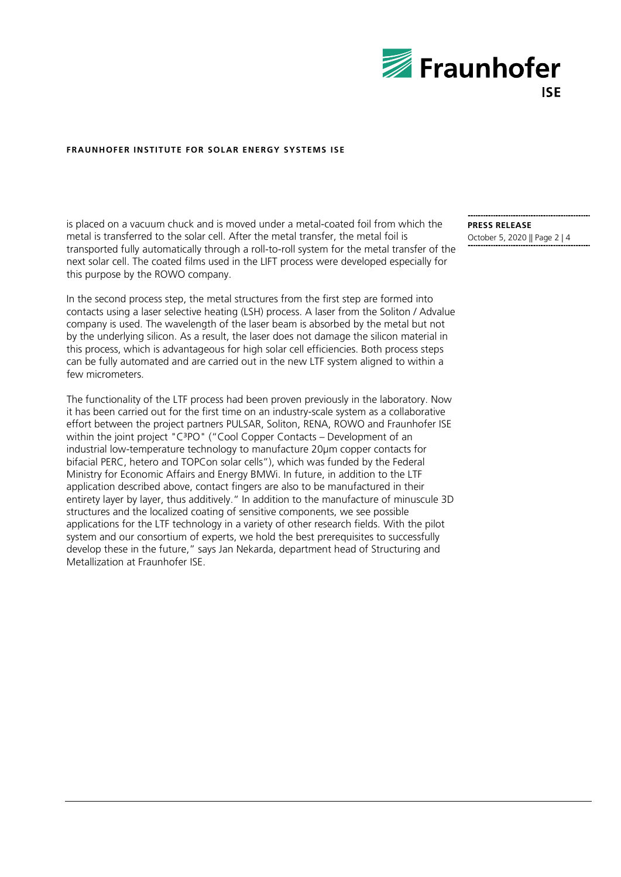is placed on a vacuum chuck and is moved under a metal-coated foil from which the metal is transferred to the solar cell. After the metal transfer, the metal foil is transported fully automatically through a roll-to-roll system for the metal transfer of the next solar cell. The coated films used in the LIFT process were developed especially for this purpose by the ROWO company.

In the second process step, the metal structures from the first step are formed into contacts using a laser selective heating (LSH) process. A laser from the Soliton / Advalue company is used. The wavelength of the laser beam is absorbed by the metal but not by the underlying silicon. As a result, the laser does not damage the silicon material in this process, which is advantageous for high solar cell efficiencies. Both process steps can be fully automated and are carried out in the new LTF system aligned to within a few micrometers.

The functionality of the LTF process had been proven previously in the laboratory. Now it has been carried out for the first time on an industry-scale system as a collaborative effort between the project partners PULSAR, Soliton, RENA, ROWO and Fraunhofer ISE within the joint project "C³PO" ("Cool Copper Contacts – Development of an industrial low-temperature technology to manufacture 20µm copper contacts for bifacial PERC, hetero and TOPCon solar cells"), which was funded by the Federal Ministry for Economic Affairs and Energy BMWi. In future, in addition to the LTF application described above, contact fingers are also to be manufactured in their entirety layer by layer, thus additively." In addition to the manufacture of minuscule 3D structures and the localized coating of sensitive components, we see possible applications for the LTF technology in a variety of other research fields. With the pilot system and our consortium of experts, we hold the best prerequisites to successfully develop these in the future," says Jan Nekarda, department head of Structuring and Metallization at Fraunhofer ISE.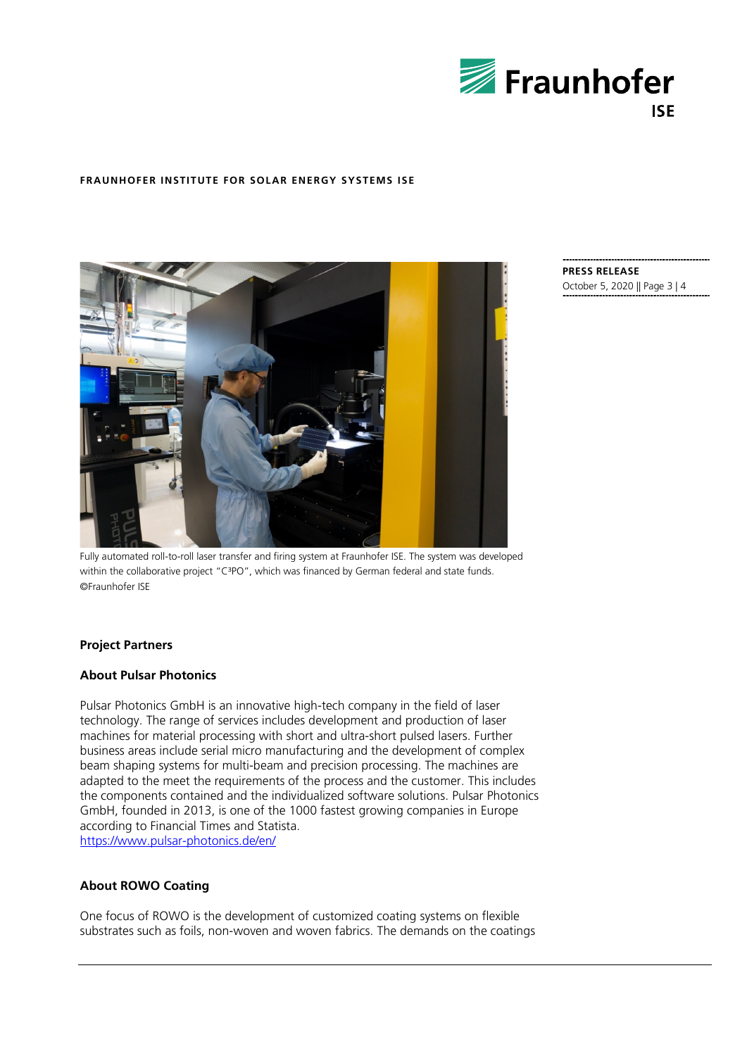Fully automated roll-to-roll laser transfer and firing system at Fraunhofer ISE. The system was developed within the collaborative project “C³PO”, which was financed by German federal and state funds. ©Fraunhofer ISE

**Project Partners**

**About Pulsar Photonics**

Pulsar Photonics GmbH is an innovative high-tech company in the field of laser technology. The range of services includes development and production of laser machines for material processing with short and ultra-short pulsed lasers. Further business areas include serial micro manufacturing and the development of complex beam shaping systems for multi-beam and precision processing. The machines are adapted to the meet the requirements of the process and the customer. This includes the components contained and the individualized software solutions. Pulsar Photonics GmbH, founded in 2013, is one of the 1000 fastest growing companies in Europe according to Financial Times and Statista.
https://www.pulsar-photonics.de/en/

**About ROWO Coating**

One focus of ROWO is the development of customized coating systems on flexible substrates such as foils, non-woven and woven fabrics. The demands on the coatings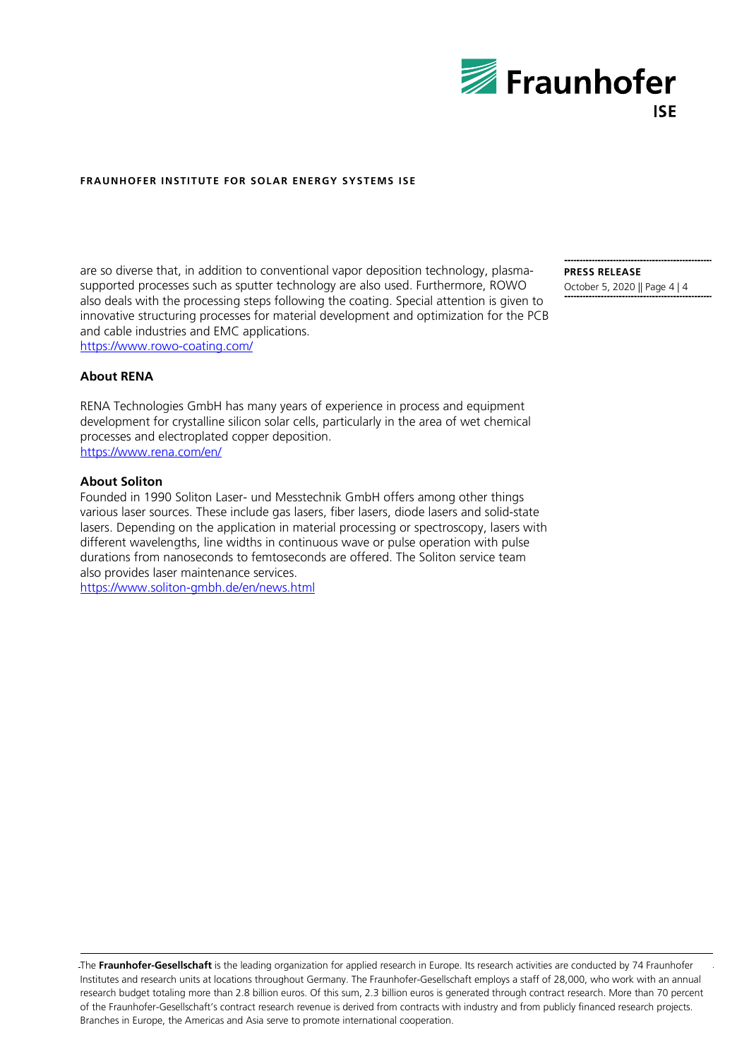are so diverse that, in addition to conventional vapor deposition technology, plasma-supported processes such as sputter technology are also used. Furthermore, ROWO also deals with the processing steps following the coating. Special attention is given to innovative structuring processes for material development and optimization for the PCB and cable industries and EMC applications.
https://www.rowo-coating.com/

**About RENA**

RENA Technologies GmbH has many years of experience in process and equipment development for crystalline silicon solar cells, particularly in the area of wet chemical processes and electroplated copper deposition.
https://www.rena.com/en/

**About Soliton**

Founded in 1990 Soliton Laser- und Messtechnik GmbH offers among other things various laser sources. These include gas lasers, fiber lasers, diode lasers and solid-state lasers. Depending on the application in material processing or spectroscopy, lasers with different wavelengths, line widths in continuous wave or pulse operation with pulse durations from nanoseconds to femtoseconds are offered. The Soliton service team also provides laser maintenance services.
https://www.soliton-gmbh.de/en/news.html

The **Fraunhofer-Gesellschaft** is the leading organization for applied research in Europe. Its research activities are conducted by 74 Fraunhofer Institutes and research units at locations throughout Germany. The Fraunhofer-Gesellschaft employs a staff of 28,000, who work with an annual research budget totaling more than 2.8 billion euros. Of this sum, 2.3 billion euros is generated through contract research. More than 70 percent of the Fraunhofer-Gesellschaft's contract research revenue is derived from contracts with industry and from publicly financed research projects. Branches in Europe, the Americas and Asia serve to promote international cooperation.